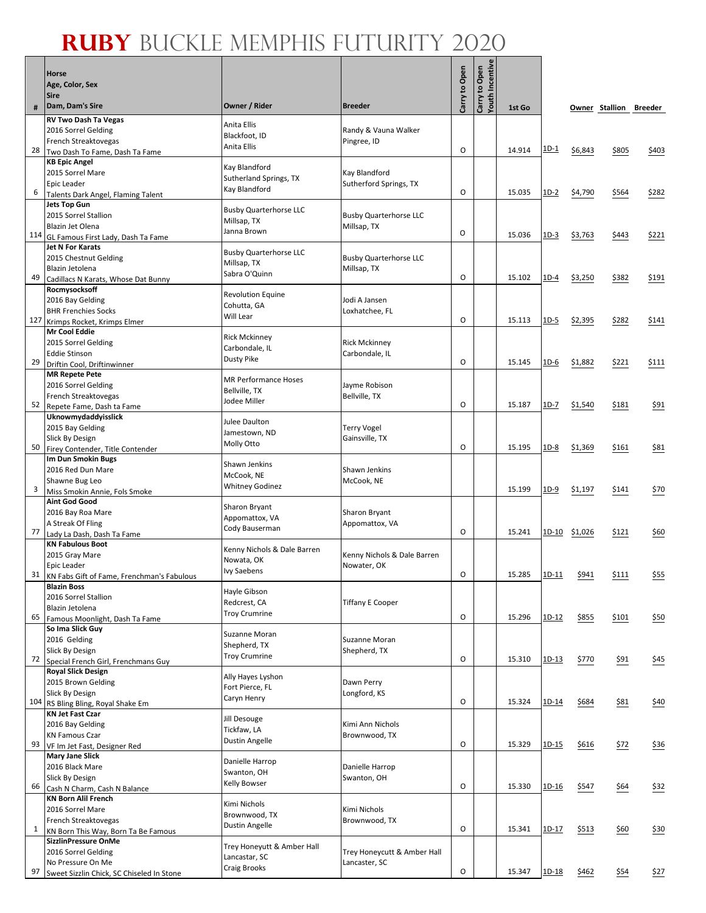# RUBY BUCKLE MEMPHIS FUTURITY 2020

| # | Horse<br>Age, Color, Sex<br>Sire<br>Dam, Dam's Sire | Owner / Rider | Breeder | Carry to Open | Carry to Open Youth Incentive | 1st Go | | Owner | Stallion | Breeder |
|---|---|---|---|---|---|---|---|---|---|---|
| 28 | **RV Two Dash Ta Vegas**<br>2016 Sorrel Gelding<br>French Streaktovegas<br>Two Dash To Fame, Dash Ta Fame | Anita Ellis<br>Blackfoot, ID<br>Anita Ellis | Randy & Vauna Walker<br>Pingree, ID | O | | 14.914 | 1D-1 | $6,843 | $805 | $403 |
| 6 | **KB Epic Angel**<br>2015 Sorrel Mare<br>Epic Leader<br>Talents Dark Angel, Flaming Talent | Kay Blandford<br>Sutherland Springs, TX<br>Kay Blandford | Kay Blandford<br>Sutherford Springs, TX | O | | 15.035 | 1D-2 | $4,790 | $564 | $282 |
| 114 | **Jets Top Gun**<br>2015 Sorrel Stallion<br>Blazin Jet Olena<br>GL Famous First Lady, Dash Ta Fame | Busby Quarterhorse LLC<br>Millsap, TX<br>Janna Brown | Busby Quarterhorse LLC<br>Millsap, TX | O | | 15.036 | 1D-3 | $3,763 | $443 | $221 |
| 49 | **Jet N For Karats**<br>2015 Chestnut Gelding<br>Blazin Jetolena<br>Cadillacs N Karats, Whose Dat Bunny | Busby Quarterhorse LLC<br>Millsap, TX<br>Sabra O'Quinn | Busby Quarterhorse LLC<br>Millsap, TX | O | | 15.102 | 1D-4 | $3,250 | $382 | $191 |
| 127 | **Rocmysocksoff**<br>2016 Bay Gelding<br>BHR Frenchies Socks<br>Krimps Rocket, Krimps Elmer | Revolution Equine<br>Cohutta, GA<br>Will Lear | Jodi A Jansen<br>Loxhatchee, FL | O | | 15.113 | 1D-5 | $2,395 | $282 | $141 |
| 29 | **Mr Cool Eddie**<br>2015 Sorrel Gelding<br>Eddie Stinson<br>Driftin Cool, Driftinwinner | Rick Mckinney<br>Carbondale, IL<br>Dusty Pike | Rick Mckinney<br>Carbondale, IL | O | | 15.145 | 1D-6 | $1,882 | $221 | $111 |
| 52 | **MR Repete Pete**<br>2016 Sorrel Gelding<br>French Streaktovegas<br>Repete Fame, Dash ta Fame | MR Performance Hoses<br>Bellville, TX<br>Jodee Miller | Jayme Robison<br>Bellville, TX | O | | 15.187 | 1D-7 | $1,540 | $181 | $91 |
| 50 | **Uknowmydaddyisslick**<br>2015 Bay Gelding<br>Slick By Design<br>Firey Contender, Title Contender | Julee Daulton<br>Jamestown, ND<br>Molly Otto | Terry Vogel<br>Gainsville, TX | O | | 15.195 | 1D-8 | $1,369 | $161 | $81 |
| 3 | **Im Dun Smokin Bugs**<br>2016 Red Dun Mare<br>Shawne Bug Leo<br>Miss Smokin Annie, Fols Smoke | Shawn Jenkins<br>McCook, NE<br>Whitney Godinez | Shawn Jenkins<br>McCook, NE | | | 15.199 | 1D-9 | $1,197 | $141 | $70 |
| 77 | **Aint God Good**<br>2016 Bay Roa Mare<br>A Streak Of Fling<br>Lady La Dash, Dash Ta Fame | Sharon Bryant<br>Appomattox, VA<br>Cody Bauserman | Sharon Bryant<br>Appomattox, VA | O | | 15.241 | 1D-10 | $1,026 | $121 | $60 |
| 31 | **KN Fabulous Boot**<br>2015 Gray Mare<br>Epic Leader<br>KN Fabs Gift of Fame, Frenchman's Fabulous | Kenny Nichols & Dale Barren<br>Nowata, OK<br>Ivy Saebens | Kenny Nichols & Dale Barren<br>Nowater, OK | O | | 15.285 | 1D-11 | $941 | $111 | $55 |
| 65 | **Blazin Boss**<br>2016 Sorrel Stallion<br>Blazin Jetolena<br>Famous Moonlight, Dash Ta Fame | Hayle Gibson<br>Redcrest, CA<br>Troy Crumrine | Tiffany E Cooper | O | | 15.296 | 1D-12 | $855 | $101 | $50 |
| 72 | **So Ima Slick Guy**<br>2016 Gelding<br>Slick By Design<br>Special French Girl, Frenchmans Guy | Suzanne Moran<br>Shepherd, TX<br>Troy Crumrine | Suzanne Moran<br>Shepherd, TX | O | | 15.310 | 1D-13 | $770 | $91 | $45 |
| 104 | **Royal Slick Design**<br>2015 Brown Gelding<br>Slick By Design<br>RS Bling Bling, Royal Shake Em | Ally Hayes Lyshon<br>Fort Pierce, FL<br>Caryn Henry | Dawn Perry<br>Longford, KS | O | | 15.324 | 1D-14 | $684 | $81 | $40 |
| 93 | **KN Jet Fast Czar**<br>2016 Bay Gelding<br>KN Famous Czar<br>VF Im Jet Fast, Designer Red | Jill Desouge<br>Tickfaw, LA<br>Dustin Angelle | Kimi Ann Nichols<br>Brownwood, TX | O | | 15.329 | 1D-15 | $616 | $72 | $36 |
| 66 | **Mary Jane Slick**<br>2016 Black Mare<br>Slick By Design<br>Cash N Charm, Cash N Balance | Danielle Harrop<br>Swanton, OH<br>Kelly Bowser | Danielle Harrop<br>Swanton, OH | O | | 15.330 | 1D-16 | $547 | $64 | $32 |
| 1 | **KN Born Alil French**<br>2016 Sorrel Mare<br>French Streaktovegas<br>KN Born This Way, Born Ta Be Famous | Kimi Nichols<br>Brownwood, TX<br>Dustin Angelle | Kimi Nichols<br>Brownwood, TX | O | | 15.341 | 1D-17 | $513 | $60 | $30 |
| 97 | **SizzlinPressure OnMe**<br>2016 Sorrel Gelding<br>No Pressure On Me<br>Sweet Sizzlin Chick, SC Chiseled In Stone | Trey Honeyutt & Amber Hall<br>Lancastar, SC<br>Craig Brooks | Trey Honeycutt & Amber Hall<br>Lancaster, SC | O | | 15.347 | 1D-18 | $462 | $54 | $27 |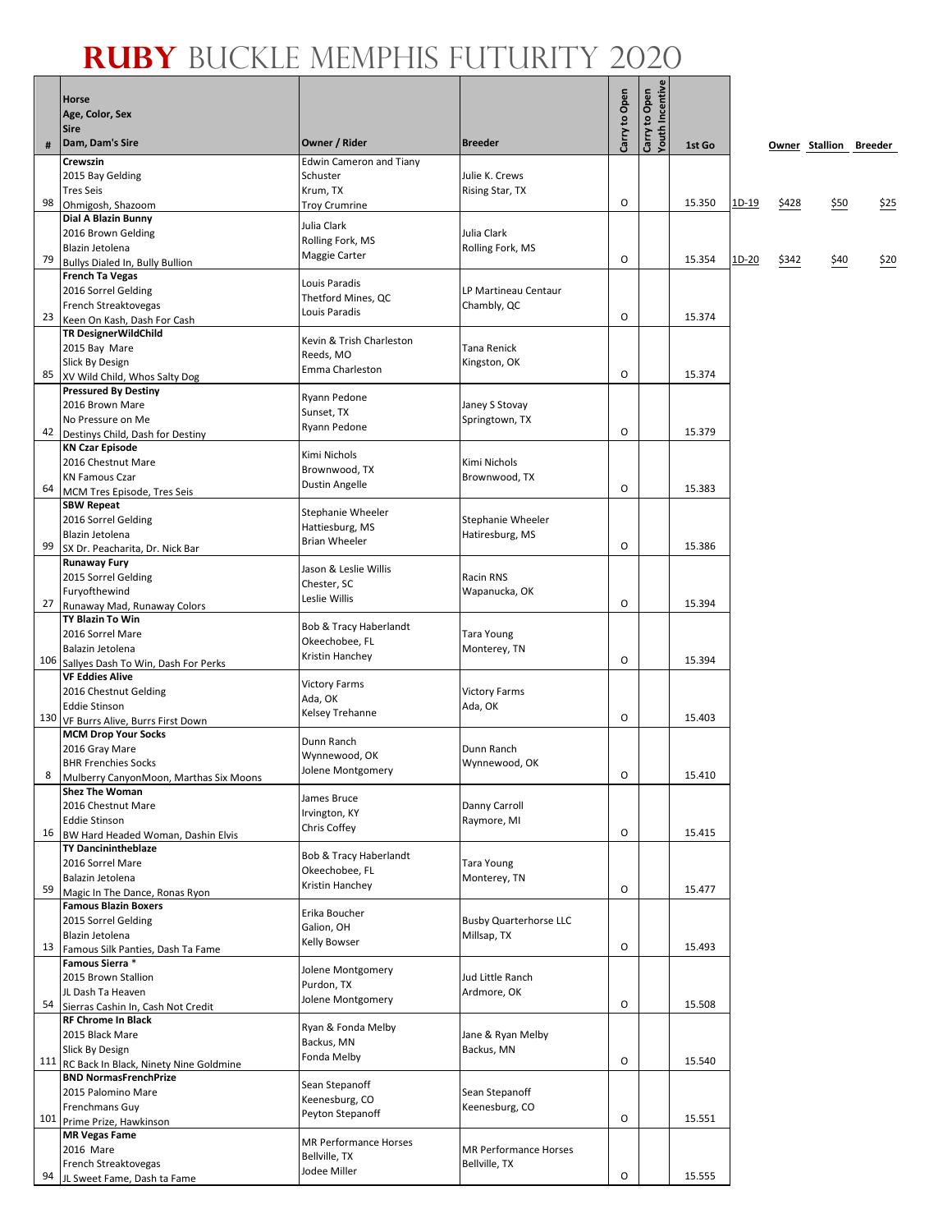# RUBY BUCKLE MEMPHIS FUTURITY 2020

| # | Horse<br>Age, Color, Sex<br>Sire<br>Dam, Dam's Sire | Owner / Rider | Breeder | Carry to Open | Carry to Open Youth Incentive | 1st Go | | Owner | Stallion | Breeder |
|---|---|---|---|---|---|---|---|---|---|---|
| 98 | **Crewszin**<br>2015 Bay Gelding<br>Tres Seis<br>Ohmigosh, Shazoom | Edwin Cameron and Tiany Schuster<br>Krum, TX<br>Troy Crumrine | Julie K. Crews<br>Rising Star, TX | O | | 15.350 | 1D-19 | $428 | $50 | $25 |
| 79 | **Dial A Blazin Bunny**<br>2016 Brown Gelding<br>Blazin Jetolena<br>Bullys Dialed In, Bully Bullion | Julia Clark<br>Rolling Fork, MS<br>Maggie Carter | Julia Clark<br>Rolling Fork, MS | O | | 15.354 | 1D-20 | $342 | $40 | $20 |
| 23 | **French Ta Vegas**<br>2016 Sorrel Gelding<br>French Streaktovegas<br>Keen On Kash, Dash For Cash | Louis Paradis<br>Thetford Mines, QC<br>Louis Paradis | LP Martineau Centaur<br>Chambly, QC | O | | 15.374 | | | | |
| 85 | **TR DesignerWildChild**<br>2015 Bay Mare<br>Slick By Design<br>XV Wild Child, Whos Salty Dog | Kevin & Trish Charleston<br>Reeds, MO<br>Emma Charleston | Tana Renick<br>Kingston, OK | O | | 15.374 | | | | |
| 42 | **Pressured By Destiny**<br>2016 Brown Mare<br>No Pressure on Me<br>Destinys Child, Dash for Destiny | Ryann Pedone<br>Sunset, TX<br>Ryann Pedone | Janey S Stovay<br>Springtown, TX | O | | 15.379 | | | | |
| 64 | **KN Czar Episode**<br>2016 Chestnut Mare<br>KN Famous Czar<br>MCM Tres Episode, Tres Seis | Kimi Nichols<br>Brownwood, TX<br>Dustin Angelle | Kimi Nichols<br>Brownwood, TX | O | | 15.383 | | | | |
| 99 | **SBW Repeat**<br>2016 Sorrel Gelding<br>Blazin Jetolena<br>SX Dr. Peacharita, Dr. Nick Bar | Stephanie Wheeler<br>Hattiesburg, MS<br>Brian Wheeler | Stephanie Wheeler<br>Hatiresburg, MS | O | | 15.386 | | | | |
| 27 | **Runaway Fury**<br>2015 Sorrel Gelding<br>Furyofthewind<br>Runaway Mad, Runaway Colors | Jason & Leslie Willis<br>Chester, SC<br>Leslie Willis | Racin RNS<br>Wapanucka, OK | O | | 15.394 | | | | |
| 106 | **TY Blazin To Win**<br>2016 Sorrel Mare<br>Balazin Jetolena<br>Sallyes Dash To Win, Dash For Perks | Bob & Tracy Haberlandt<br>Okeechobee, FL<br>Kristin Hanchey | Tara Young<br>Monterey, TN | O | | 15.394 | | | | |
| 130 | **VF Eddies Alive**<br>2016 Chestnut Gelding<br>Eddie Stinson<br>VF Burrs Alive, Burrs First Down | Victory Farms<br>Ada, OK<br>Kelsey Trehanne | Victory Farms<br>Ada, OK | O | | 15.403 | | | | |
| 8 | **MCM Drop Your Socks**<br>2016 Gray Mare<br>BHR Frenchies Socks<br>Mulberry CanyonMoon, Marthas Six Moons | Dunn Ranch<br>Wynnewood, OK<br>Jolene Montgomery | Dunn Ranch<br>Wynnewood, OK | O | | 15.410 | | | | |
| 16 | **Shez The Woman**<br>2016 Chestnut Mare<br>Eddie Stinson<br>BW Hard Headed Woman, Dashin Elvis | James Bruce<br>Irvington, KY<br>Chris Coffey | Danny Carroll<br>Raymore, MI | O | | 15.415 | | | | |
| 59 | **TY Dancininthebaze**<br>2016 Sorrel Mare<br>Balazin Jetolena<br>Magic In The Dance, Ronas Ryon | Bob & Tracy Haberlandt<br>Okeechobee, FL<br>Kristin Hanchey | Tara Young<br>Monterey, TN | O | | 15.477 | | | | |
| 13 | **Famous Blazin Boxers**<br>2015 Sorrel Gelding<br>Blazin Jetolena<br>Famous Silk Panties, Dash Ta Fame | Erika Boucher<br>Galion, OH<br>Kelly Bowser | Busby Quarterhorse LLC<br>Millsap, TX | O | | 15.493 | | | | |
| 54 | **Famous Sierra** *<br>2015 Brown Stallion<br>JL Dash Ta Heaven<br>Sierras Cashin In, Cash Not Credit | Jolene Montgomery<br>Purdon, TX<br>Jolene Montgomery | Jud Little Ranch<br>Ardmore, OK | O | | 15.508 | | | | |
| 111 | **RF Chrome In Black**<br>2015 Black Mare<br>Slick By Design<br>RC Back In Black, Ninety Nine Goldmine | Ryan & Fonda Melby<br>Backus, MN<br>Fonda Melby | Jane & Ryan Melby<br>Backus, MN | O | | 15.540 | | | | |
| 101 | **BND NormasFrenchPrize**<br>2015 Palomino Mare<br>Frenchmans Guy<br>Prime Prize, Hawkinson | Sean Stepanoff<br>Keenesburg, CO<br>Peyton Stepanoff | Sean Stepanoff<br>Keenesburg, CO | O | | 15.551 | | | | |
| 94 | **MR Vegas Fame**<br>2016 Mare<br>French Streaktovegas<br>JL Sweet Fame, Dash ta Fame | MR Performance Horses<br>Bellville, TX<br>Jodee Miller | MR Performance Horses<br>Bellville, TX | O | | 15.555 | | | | |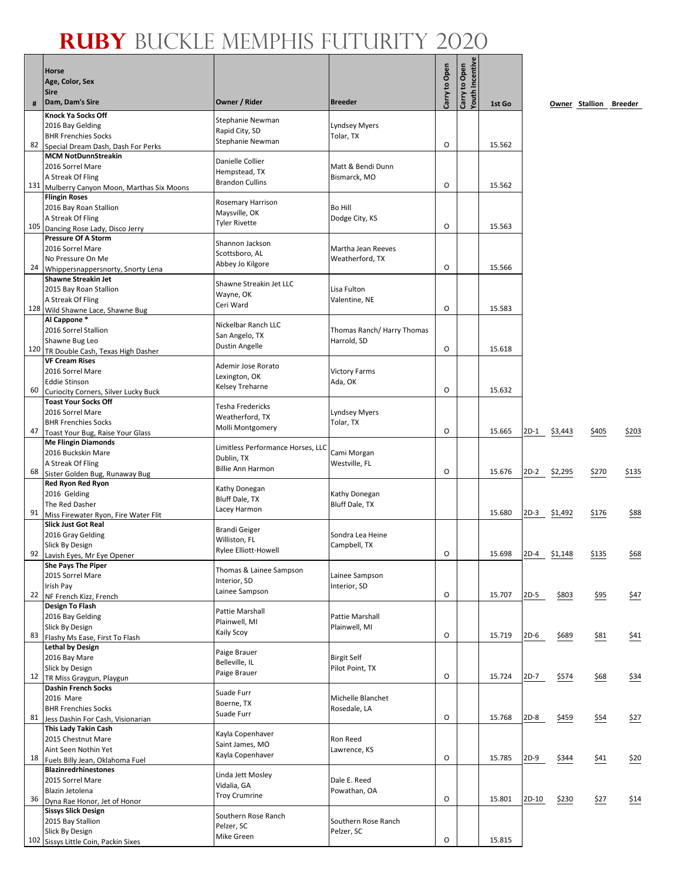# RUBY BUCKLE MEMPHIS FUTURITY 2020

| # | Horse<br>Age, Color, Sex<br>Sire<br>Dam, Dam's Sire | Owner / Rider | Breeder | Carry to Open | Carry to Open Youth Incentive | 1st Go | | | Owner | Stallion | Breeder |
|---|---|---|---|---|---|---|---|---|---|---|---|
| 82 | Knock Ya Socks Off<br>2016 Bay Gelding<br>BHR Frenchies Socks<br>Special Dream Dash, Dash For Perks | Stephanie Newman<br>Rapid City, SD<br>Stephanie Newman | Lyndsey Myers<br>Tolar, TX | O | | 15.562 | | | | | |
| 131 | MCM NotDunnStreakin<br>2016 Sorrel Mare<br>A Streak Of Fling<br>Mulberry Canyon Moon, Marthas Six Moons | Danielle Collier<br>Hempstead, TX<br>Brandon Cullins | Matt & Bendi Dunn<br>Bismarck, MO | O | | 15.562 | | | | | |
| 105 | Flingin Roses<br>2016 Bay Roan Stallion<br>A Streak Of Fling<br>Dancing Rose Lady, Disco Jerry | Rosemary Harrison<br>Maysville, OK<br>Tyler Rivette | Bo Hill<br>Dodge City, KS | O | | 15.563 | | | | | |
| 24 | Pressure Of A Storm<br>2016 Sorrel Mare<br>No Pressure On Me<br>Whippersnappersnorty, Snorty Lena | Shannon Jackson<br>Scottsboro, AL<br>Abbey Jo Kilgore | Martha Jean Reeves<br>Weatherford, TX | O | | 15.566 | | | | | |
| 128 | Shawne Streakin Jet<br>2015 Bay Roan Stallion<br>A Streak Of Fling<br>Wild Shawne Lace, Shawne Bug | Shawne Streakin Jet LLC<br>Wayne, OK<br>Ceri Ward | Lisa Fulton<br>Valentine, NE | O | | 15.583 | | | | | |
| 120 | Al Cappone *<br>2016 Sorrel Stallion<br>Shawne Bug Leo<br>TR Double Cash, Texas High Dasher | Nickelbar Ranch LLC<br>San Angelo, TX<br>Dustin Angelle | Thomas Ranch/ Harry Thomas<br>Harrold, SD | O | | 15.618 | | | | | |
| 60 | VF Cream Rises<br>2016 Sorrel Mare<br>Eddie Stinson<br>Curiocity Corners, Silver Lucky Buck | Ademir Jose Rorato<br>Lexington, OK<br>Kelsey Treharne | Victory Farms<br>Ada, OK | O | | 15.632 | | | | | |
| 47 | Toast Your Socks Off<br>2016 Sorrel Mare<br>BHR Frenchies Socks<br>Toast Your Bug, Raise Your Glass | Tesha Fredericks<br>Weatherford, TX<br>Molli Montgomery | Lyndsey Myers<br>Tolar, TX | O | | 15.665 | 2D-1 | $3,443 | | $405 | $203 |
| 68 | Me Flingin Diamonds<br>2016 Buckskin Mare<br>A Streak Of Fling<br>Sister Golden Bug, Runaway Bug | Limitless Performance Horses, LLC<br>Dublin, TX<br>Billie Ann Harmon | Cami Morgan<br>Westville, FL | O | | 15.676 | 2D-2 | $2,295 | | $270 | $135 |
| 91 | Red Ryon Red Ryon<br>2016 Gelding<br>The Red Dasher<br>Miss Firewater Ryon, Fire Water Flit | Kathy Donegan<br>Bluff Dale, TX<br>Lacey Harmon | Kathy Donegan<br>Bluff Dale, TX | | | 15.680 | 2D-3 | $1,492 | | $176 | $88 |
| 92 | Slick Just Got Real<br>2016 Gray Gelding<br>Slick By Design<br>Lavish Eyes, Mr Eye Opener | Brandi Geiger<br>Williston, FL<br>Rylee Elliott-Howell | Sondra Lea Heine<br>Campbell, TX | O | | 15.698 | 2D-4 | $1,148 | | $135 | $68 |
| 22 | She Pays The Piper<br>2015 Sorrel Mare<br>Irish Pay<br>NF French Kizz, French | Thomas & Lainee Sampson<br>Interior, SD<br>Lainee Sampson | Lainee Sampson<br>Interior, SD | O | | 15.707 | 2D-5 | $803 | | $95 | $47 |
| 83 | Design To Flash<br>2016 Bay Gelding<br>Slick By Design<br>Flashy Ms Ease, First To Flash | Pattie Marshall<br>Plainwell, MI<br>Kaily Scoy | Pattie Marshall<br>Plainwell, MI | O | | 15.719 | 2D-6 | $689 | | $81 | $41 |
| 12 | Lethal by Design<br>2016 Bay Mare<br>Slick by Design<br>TR Miss Graygun, Playgun | Paige Brauer<br>Belleville, IL<br>Paige Brauer | Birgit Self<br>Pilot Point, TX | O | | 15.724 | 2D-7 | $574 | | $68 | $34 |
| 81 | Dashin French Socks<br>2016 Mare<br>BHR Frenchies Socks<br>Jess Dashin For Cash, Visionarian | Suade Furr<br>Boerne, TX<br>Suade Furr | Michelle Blanchet<br>Rosedale, LA | O | | 15.768 | 2D-8 | $459 | | $54 | $27 |
| 18 | This Lady Takin Cash<br>2015 Chestnut Mare<br>Aint Seen Nothin Yet<br>Fuels Billy Jean, Oklahoma Fuel | Kayla Copenhaver<br>Saint James, MO<br>Kayla Copenhaver | Ron Reed<br>Lawrence, KS | O | | 15.785 | 2D-9 | $344 | | $41 | $20 |
| 36 | Blazinredrhinestones<br>2015 Sorrel Mare<br>Blazin Jetolena<br>Dyna Rae Honor, Jet of Honor | Linda Jett Mosley<br>Vidalia, GA<br>Troy Crumrine | Dale E. Reed<br>Powathan, OA | O | | 15.801 | 2D-10 | $230 | | $27 | $14 |
| 102 | Sissys Slick Design<br>2015 Bay Stallion<br>Slick By Design<br>Sissys Little Coin, Packin Sixes | Southern Rose Ranch<br>Pelzer, SC<br>Mike Green | Southern Rose Ranch<br>Pelzer, SC | O | | 15.815 | | | | | |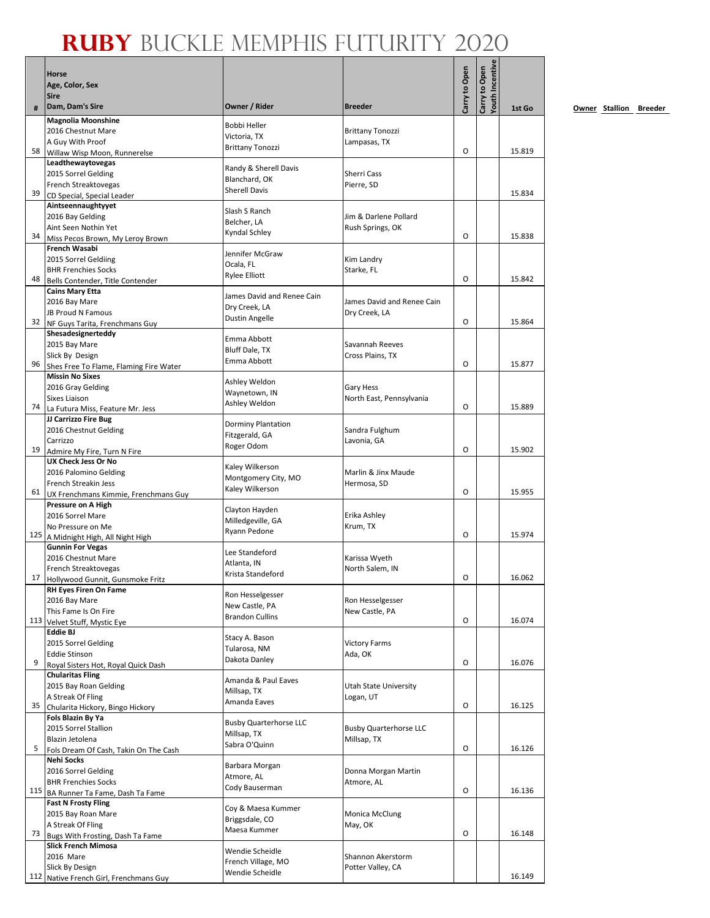# RUBY BUCKLE MEMPHIS FUTURITY 2020

| # | Horse<br>Age, Color, Sex<br>Sire<br>Dam, Dam's Sire | Owner / Rider | Breeder | Carry to Open | Carry to Open Youth Incentive | 1st Go |
|---|---|---|---|---|---|---|
| 58 | **Magnolia Moonshine**<br>2016 Chestnut Mare<br>A Guy With Proof<br>Willaw Wisp Moon, Runnerelse | Bobbi Heller<br>Victoria, TX<br>Brittany Tonozzi | Brittany Tonozzi<br>Lampasas, TX | O | | 15.819 |
| 39 | **Leadthewaytovegas**<br>2015 Sorrel Gelding<br>French Streaktovegas<br>CD Special, Special Leader | Randy & Sherell Davis<br>Blanchard, OK<br>Sherell Davis | Sherri Cass<br>Pierre, SD | | | 15.834 |
| 34 | **Aintseennaughtyyet**<br>2016 Bay Gelding<br>Aint Seen Nothin Yet<br>Miss Pecos Brown, My Leroy Brown | Slash S Ranch<br>Belcher, LA<br>Kyndal Schley | Jim & Darlene Pollard<br>Rush Springs, OK | O | | 15.838 |
| 48 | **French Wasabi**<br>2015 Sorrel Geldiing<br>BHR Frenchies Socks<br>Bells Contender, Title Contender | Jennifer McGraw<br>Ocala, FL<br>Rylee Elliott | Kim Landry<br>Starke, FL | O | | 15.842 |
| 32 | **Cains Mary Etta**<br>2016 Bay Mare<br>JB Proud N Famous<br>NF Guys Tarita, Frenchmans Guy | James David and Renee Cain<br>Dry Creek, LA<br>Dustin Angelle | James David and Renee Cain<br>Dry Creek, LA | O | | 15.864 |
| 96 | **Shesadesignerteddy**<br>2015 Bay Mare<br>Slick By Design<br>Shes Free To Flame, Flaming Fire Water | Emma Abbott<br>Bluff Dale, TX<br>Emma Abbott | Savannah Reeves<br>Cross Plains, TX | O | | 15.877 |
| 74 | **Missin No Sixes**<br>2016 Gray Gelding<br>Sixes Liaison<br>La Futura Miss, Feature Mr. Jess | Ashley Weldon<br>Waynetown, IN<br>Ashley Weldon | Gary Hess<br>North East, Pennsylvania | O | | 15.889 |
| 19 | **JJ Carrizzo Fire Bug**<br>2016 Chestnut Gelding<br>Carrizzo<br>Admire My Fire, Turn N Fire | Dorminy Plantation<br>Fitzgerald, GA<br>Roger Odom | Sandra Fulghum<br>Lavonia, GA | O | | 15.902 |
| 61 | **UX Check Jess Or No**<br>2016 Palomino Gelding<br>French Streakin Jess<br>UX Frenchmans Kimmie, Frenchmans Guy | Kaley Wilkerson<br>Montgomery City, MO<br>Kaley Wilkerson | Marlin & Jinx Maude<br>Hermosa, SD | O | | 15.955 |
| 125 | **Pressure on A High**<br>2016 Sorrel Mare<br>No Pressure on Me<br>A Midnight High, All Night High | Clayton Hayden<br>Milledgeville, GA<br>Ryann Pedone | Erika Ashley<br>Krum, TX | O | | 15.974 |
| 17 | **Gunnin For Vegas**<br>2016 Chestnut Mare<br>French Streaktovegas<br>Hollywood Gunnit, Gunsmoke Fritz | Lee Standeford<br>Atlanta, IN<br>Krista Standeford | Karissa Wyeth<br>North Salem, IN | O | | 16.062 |
| 113 | **RH Eyes Firen On Fame**<br>2016 Bay Mare<br>This Fame Is On Fire<br>Velvet Stuff, Mystic Eye | Ron Hesselgesser<br>New Castle, PA<br>Brandon Cullins | Ron Hesselgesser<br>New Castle, PA | O | | 16.074 |
| 9 | **Eddie BJ**<br>2015 Sorrel Gelding<br>Eddie Stinson<br>Royal Sisters Hot, Royal Quick Dash | Stacy A. Bason<br>Tularosa, NM<br>Dakota Danley | Victory Farms<br>Ada, OK | O | | 16.076 |
| 35 | **Chularitas Fling**<br>2015 Bay Roan Gelding<br>A Streak Of Fling<br>Chularita Hickory, Bingo Hickory | Amanda & Paul Eaves<br>Millsap, TX<br>Amanda Eaves | Utah State University<br>Logan, UT | O | | 16.125 |
| 5 | **Fols Blazin By Ya**<br>2015 Sorrel Stallion<br>Blazin Jetolena<br>Fols Dream Of Cash, Takin On The Cash | Busby Quarterhorse LLC<br>Millsap, TX<br>Sabra O'Quinn | Busby Quarterhorse LLC<br>Millsap, TX | O | | 16.126 |
| 115 | **Nehi Socks**<br>2016 Sorrel Gelding<br>BHR Frenchies Socks<br>BA Runner Ta Fame, Dash Ta Fame | Barbara Morgan<br>Atmore, AL<br>Cody Bauserman | Donna Morgan Martin<br>Atmore, AL | O | | 16.136 |
| 73 | **Fast N Frosty Fling**<br>2015 Bay Roan Mare<br>A Streak Of Fling<br>Bugs With Frosting, Dash Ta Fame | Coy & Maesa Kummer<br>Briggsdale, CO<br>Maesa Kummer | Monica McClung<br>May, OK | O | | 16.148 |
| 112 | **Slick French Mimosa**<br>2016 Mare<br>Slick By Design<br>Native French Girl, Frenchmans Guy | Wendie Scheidle<br>French Village, MO<br>Wendie Scheidle | Shannon Akerstorm<br>Potter Valley, CA | | | 16.149 |

Owner Stallion Breeder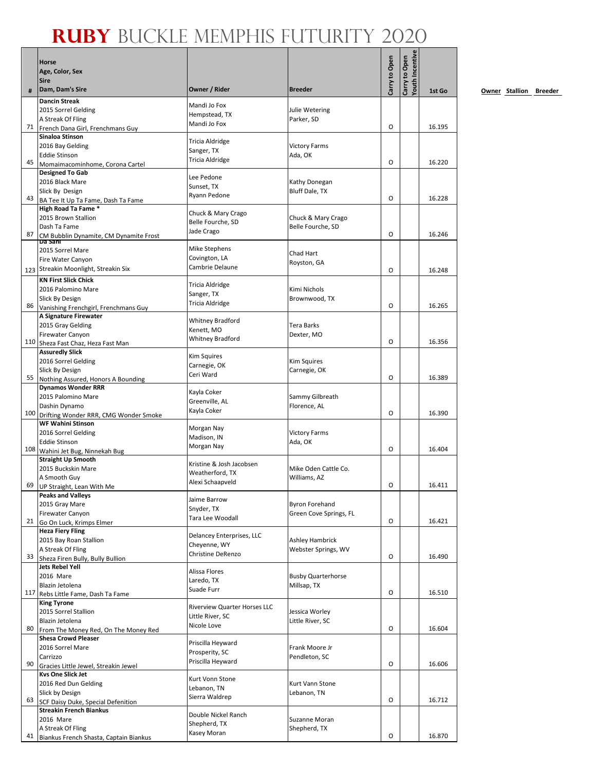# RUBY BUCKLE MEMPHIS FUTURITY 2020

| # | Horse<br>Age, Color, Sex<br>Sire<br>Dam, Dam's Sire | Owner / Rider | Breeder | Carry to Open | Carry to Open Youth Incentive | 1st Go |
|---|---|---|---|---|---|---|
| 71 | **Dancin Streak**<br>2015 Sorrel Gelding<br>A Streak Of Fling<br>French Dana Girl, Frenchmans Guy | Mandi Jo Fox<br>Hempstead, TX<br>Mandi Jo Fox | Julie Wetering<br>Parker, SD | O | | 16.195 |
| 45 | **Sinaloa Stinson**<br>2016 Bay Gelding<br>Eddie Stinson<br>Momaimacominhome, Corona Cartel | Tricia Aldridge<br>Sanger, TX<br>Tricia Aldridge | Victory Farms<br>Ada, OK | O | | 16.220 |
| 43 | **Designed To Gab**<br>2016 Black Mare<br>Slick By Design<br>BA Tee It Up Ta Fame, Dash Ta Fame | Lee Pedone<br>Sunset, TX<br>Ryann Pedone | Kathy Donegan<br>Bluff Dale, TX | O | | 16.228 |
| 87 | **High Road Ta Fame** *<br>2015 Brown Stallion<br>Dash Ta Fame<br>CM Bubblin Dynamite, CM Dynamite Frost | Chuck & Mary Crago<br>Belle Fourche, SD<br>Jade Crago | Chuck & Mary Crago<br>Belle Fourche, SD | O | | 16.246 |
| 123 | **Da Sani**<br>2015 Sorrel Mare<br>Fire Water Canyon<br>Streakin Moonlight, Streakin Six | Mike Stephens<br>Covington, LA<br>Cambrie Delaune | Chad Hart<br>Royston, GA | O | | 16.248 |
| 86 | **KN First Slick Chick**<br>2016 Palomino Mare<br>Slick By Design<br>Vanishing Frenchgirl, Frenchmans Guy | Tricia Aldridge<br>Sanger, TX<br>Tricia Aldridge | Kimi Nichols<br>Brownwood, TX | O | | 16.265 |
| 110 | **A Signature Firewater**<br>2015 Gray Gelding<br>Firewater Canyon<br>Sheza Fast Chaz, Heza Fast Man | Whitney Bradford<br>Kenett, MO<br>Whitney Bradford | Tera Barks<br>Dexter, MO | O | | 16.356 |
| 55 | **Assuredly Slick**<br>2016 Sorrel Gelding<br>Slick By Design<br>Nothing Assured, Honors A Bounding | Kim Squires<br>Carnegie, OK<br>Ceri Ward | Kim Squires<br>Carnegie, OK | O | | 16.389 |
| 100 | **Dynamos Wonder RRR**<br>2015 Palomino Mare<br>Dashin Dynamo<br>Drifting Wonder RRR, CMG Wonder Smoke | Kayla Coker<br>Greenville, AL<br>Kayla Coker | Sammy Gilbreath<br>Florence, AL | O | | 16.390 |
| 108 | **WF Wahini Stinson**<br>2016 Sorrel Gelding<br>Eddie Stinson<br>Wahini Jet Bug, Ninnekah Bug | Morgan Nay<br>Madison, IN<br>Morgan Nay | Victory Farms<br>Ada, OK | O | | 16.404 |
| 69 | **Straight Up Smooth**<br>2015 Buckskin Mare<br>A Smooth Guy<br>UP Straight, Lean With Me | Kristine & Josh Jacobsen<br>Weatherford, TX<br>Alexi Schaapveld | Mike Oden Cattle Co.<br>Williams, AZ | O | | 16.411 |
| 21 | **Peaks and Valleys**<br>2015 Gray Mare<br>Firewater Canyon<br>Go On Luck, Krimps Elmer | Jaime Barrow<br>Snyder, TX<br>Tara Lee Woodall | Byron Forehand<br>Green Cove Springs, FL | O | | 16.421 |
| 33 | **Heza Fiery Fling**<br>2015 Bay Roan Stallion<br>A Streak Of Fling<br>Sheza Firen Bully, Bully Bullion | Delancey Enterprises, LLC<br>Cheyenne, WY<br>Christine DeRenzo | Ashley Hambrick<br>Webster Springs, WV | O | | 16.490 |
| 117 | **Jets Rebel Yell**<br>2016 Mare<br>Blazin Jetolena<br>Rebs Little Fame, Dash Ta Fame | Alissa Flores<br>Laredo, TX<br>Suade Furr | Busby Quarterhorse<br>Millsap, TX | O | | 16.510 |
| 80 | **King Tyrone**<br>2015 Sorrel Stallion<br>Blazin Jetolena<br>From The Money Red, On The Money Red | Riverview Quarter Horses LLC<br>Little River, SC<br>Nicole Love | Jessica Worley<br>Little River, SC | O | | 16.604 |
| 90 | **Shesa Crowd Pleaser**<br>2016 Sorrel Mare<br>Carrizzo<br>Gracies Little Jewel, Streakin Jewel | Priscilla Heyward<br>Prosperity, SC<br>Priscilla Heyward | Frank Moore Jr<br>Pendleton, SC | O | | 16.606 |
| 63 | **Kvs One Slick Jet**<br>2016 Red Dun Gelding<br>Slick by Design<br>SCF Daisy Duke, Special Defenition | Kurt Vonn Stone<br>Lebanon, TN<br>Sierra Waldrep | Kurt Vann Stone<br>Lebanon, TN | O | | 16.712 |
| 41 | **Streakin French Biankus**<br>2016 Mare<br>A Streak Of Fling<br>Biankus French Shasta, Captain Biankus | Double Nickel Ranch<br>Shepherd, TX<br>Kasey Moran | Suzanne Moran<br>Shepherd, TX | O | | 16.870 |

Owner Stallion Breeder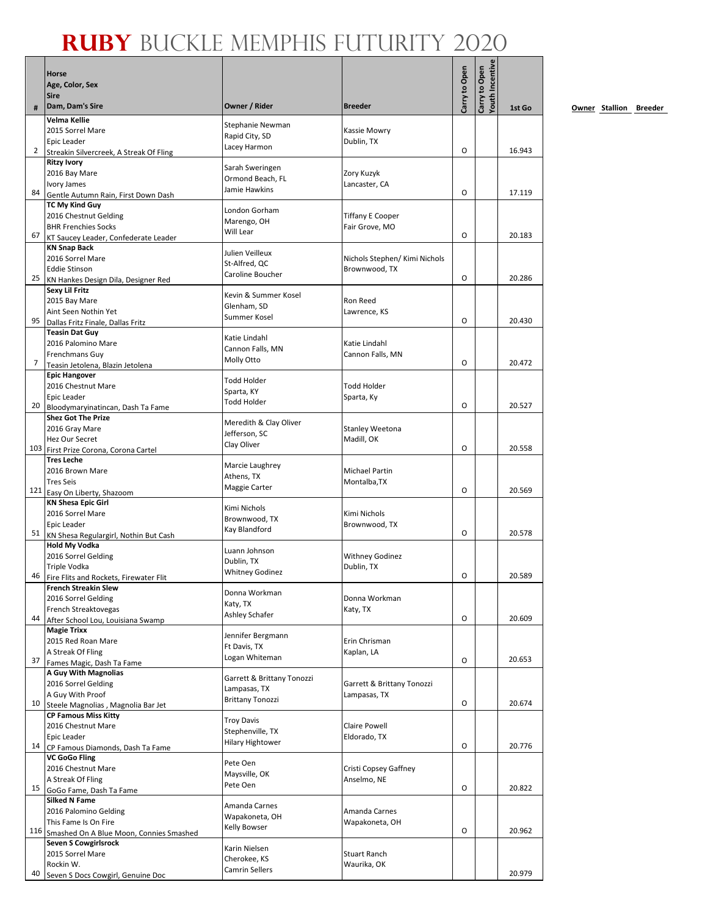# RUBY BUCKLE MEMPHIS FUTURITY 2020

| # | Horse<br>Age, Color, Sex<br>Sire<br>Dam, Dam's Sire | Owner / Rider | Breeder | Carry to Open | Carry to Open Youth Incentive | 1st Go |
|---|---|---|---|---|---|---|
| 2 | **Velma Kellie**<br>2015 Sorrel Mare<br>Epic Leader<br>Streakin Silvercreek, A Streak Of Fling | Stephanie Newman<br>Rapid City, SD<br>Lacey Harmon | Kassie Mowry<br>Dublin, TX | O | | 16.943 |
| 84 | **Ritzy Ivory**<br>2016 Bay Mare<br>Ivory James<br>Gentle Autumn Rain, First Down Dash | Sarah Swerengen<br>Ormond Beach, FL<br>Jamie Hawkins | Zory Kuzyk<br>Lancaster, CA | O | | 17.119 |
| 67 | **TC My Kind Guy**<br>2016 Chestnut Gelding<br>BHR Frenchies Socks<br>KT Saucey Leader, Confederate Leader | London Gorham<br>Marengo, OH<br>Will Lear | Tiffany E Cooper<br>Fair Grove, MO | O | | 20.183 |
| 25 | **KN Snap Back**<br>2016 Sorrel Mare<br>Eddie Stinson<br>KN Hankes Design Dila, Designer Red | Julien Veilleux<br>St-Alfred, QC<br>Caroline Boucher | Nichols Stephen/ Kimi Nichols<br>Brownwood, TX | O | | 20.286 |
| 95 | **Sexy Lil Fritz**<br>2015 Bay Mare<br>Aint Seen Nothin Yet<br>Dallas Fritz Finale, Dallas Fritz | Kevin & Summer Kosel<br>Glenham, SD<br>Summer Kosel | Ron Reed<br>Lawrence, KS | O | | 20.430 |
| 7 | **Teasin Dat Guy**<br>2016 Palomino Mare<br>Frenchmans Guy<br>Teasin Jetolena, Blazin Jetolena | Katie Lindahl<br>Cannon Falls, MN<br>Molly Otto | Katie Lindahl<br>Cannon Falls, MN | O | | 20.472 |
| 20 | **Epic Hangover**<br>2016 Chestnut Mare<br>Epic Leader<br>Bloodymaryinatincan, Dash Ta Fame | Todd Holder<br>Sparta, KY<br>Todd Holder | Todd Holder<br>Sparta, Ky | O | | 20.527 |
| 103 | **Shez Got The Prize**<br>2016 Gray Mare<br>Hez Our Secret<br>First Prize Corona, Corona Cartel | Meredith & Clay Oliver<br>Jefferson, SC<br>Clay Oliver | Stanley Weetona<br>Madill, OK | O | | 20.558 |
| 121 | **Tres Leche**<br>2016 Brown Mare<br>Tres Seis<br>Easy On Liberty, Shazoom | Marcie Laughrey<br>Athens, TX<br>Maggie Carter | Michael Partin<br>Montalba,TX | O | | 20.569 |
| 51 | **KN Shesa Epic Girl**<br>2016 Sorrel Mare<br>Epic Leader<br>KN Shesa Regulargirl, Nothin But Cash | Kimi Nichols<br>Brownwood, TX<br>Kay Blandford | Kimi Nichols<br>Brownwood, TX | O | | 20.578 |
| 46 | **Hold My Vodka**<br>2016 Sorrel Gelding<br>Triple Vodka<br>Fire Flits and Rockets, Firewater Flit | Luann Johnson<br>Dublin, TX<br>Whitney Godinez | Withney Godinez<br>Dublin, TX | O | | 20.589 |
| 44 | **French Streakin Slew**<br>2016 Sorrel Gelding<br>French Streaktovegas<br>After School Lou, Louisiana Swamp | Donna Workman<br>Katy, TX<br>Ashley Schafer | Donna Workman<br>Katy, TX | O | | 20.609 |
| 37 | **Magie Trixx**<br>2015 Red Roan Mare<br>A Streak Of Fling<br>Fames Magic, Dash Ta Fame | Jennifer Bergmann<br>Ft Davis, TX<br>Logan Whiteman | Erin Chrisman<br>Kaplan, LA | O | | 20.653 |
| 10 | **A Guy With Magnolias**<br>2016 Sorrel Gelding<br>A Guy With Proof<br>Steele Magnolias , Magnolia Bar Jet | Garrett & Brittany Tonozzi<br>Lampasas, TX<br>Brittany Tonozzi | Garrett & Brittany Tonozzi<br>Lampasas, TX | O | | 20.674 |
| 14 | **CP Famous Miss Kitty**<br>2016 Chestnut Mare<br>Epic Leader<br>CP Famous Diamonds, Dash Ta Fame | Troy Davis<br>Stephenville, TX<br>Hilary Hightower | Claire Powell<br>Eldorado, TX | O | | 20.776 |
| 15 | **VC GoGo Fling**<br>2016 Chestnut Mare<br>A Streak Of Fling<br>GoGo Fame, Dash Ta Fame | Pete Oen<br>Maysville, OK<br>Pete Oen | Cristi Copsey Gaffney<br>Anselmo, NE | O | | 20.822 |
| 116 | **Silked N Fame**<br>2016 Palomino Gelding<br>This Fame Is On Fire<br>Smashed On A Blue Moon, Connies Smashed | Amanda Carnes<br>Wapakoneta, OH<br>Kelly Bowser | Amanda Carnes<br>Wapakoneta, OH | O | | 20.962 |
| 40 | **Seven S Cowgirlsrock**<br>2015 Sorrel Mare<br>Rockin W.<br>Seven S Docs Cowgirl, Genuine Doc | Karin Nielsen<br>Cherokee, KS<br>Camrin Sellers | Stuart Ranch<br>Waurika, OK | | | 20.979 |

Owner Stallion Breeder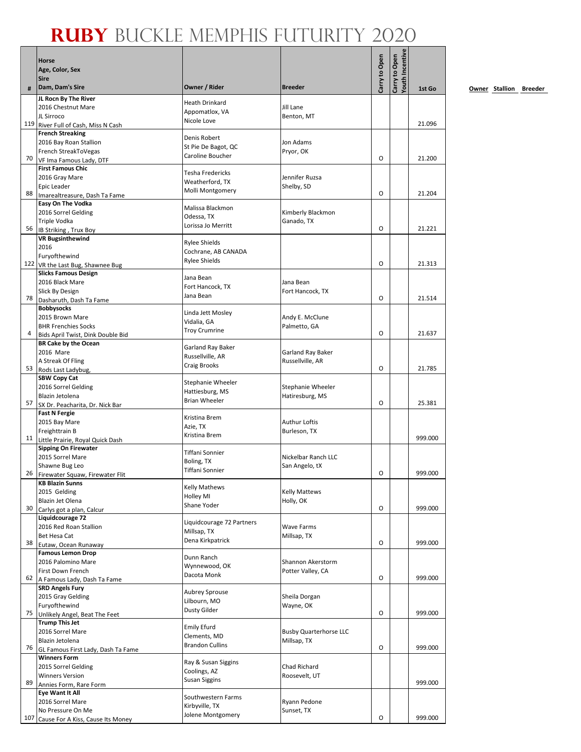# RUBY BUCKLE MEMPHIS FUTURITY 2020

| # | Horse<br>Age, Color, Sex<br>Sire<br>Dam, Dam's Sire | Owner / Rider | Breeder | Carry to Open | Carry to Open Youth Incentive | 1st Go |
|---|---|---|---|---|---|---|
| 119 | **JL Rocn By The River**<br>2016 Chestnut Mare<br>JL Sirroco<br>River Full of Cash, Miss N Cash | Heath Drinkard<br>Appomatlox, VA<br>Nicole Love | Jill Lane<br>Benton, MT | | | 21.096 |
| 70 | **French Streaking**<br>2016 Bay Roan Stallion<br>French StreakToVegas<br>VF Ima Famous Lady, DTF | Denis Robert<br>St Pie De Bagot, QC<br>Caroline Boucher | Jon Adams<br>Pryor, OK | O | | 21.200 |
| 88 | **First Famous Chic**<br>2016 Gray Mare<br>Epic Leader<br>Imarealtreasure, Dash Ta Fame | Tesha Fredericks<br>Weatherford, TX<br>Molli Montgomery | Jennifer Ruzsa<br>Shelby, SD | O | | 21.204 |
| 56 | **Easy On The Vodka**<br>2016 Sorrel Gelding<br>Triple Vodka<br>IB Striking , Trux Boy | Malissa Blackmon<br>Odessa, TX<br>Lorissa Jo Merritt | Kimberly Blackmon<br>Ganado, TX | O | | 21.221 |
| 122 | **VR Bugsinthewind**<br>2016<br>Furyofthewind<br>VR the Last Bug, Shawnee Bug | Rylee Shields<br>Cochrane, AB CANADA<br>Rylee Shields | | O | | 21.313 |
| 78 | **Slicks Famous Design**<br>2016 Black Mare<br>Slick By Design<br>Dasharuth, Dash Ta Fame | Jana Bean<br>Fort Hancock, TX<br>Jana Bean | Jana Bean<br>Fort Hancock, TX | O | | 21.514 |
| 4 | **Bobbysocks**<br>2015 Brown Mare<br>BHR Frenchies Socks<br>Bids April Twist, Dink Double Bid | Linda Jett Mosley<br>Vidalia, GA<br>Troy Crumrine | Andy E. McClune<br>Palmetto, GA | O | | 21.637 |
| 53 | **BR Cake by the Ocean**<br>2016 Mare<br>A Streak Of Fling<br>Rods Last Ladybug, | Garland Ray Baker<br>Russellville, AR<br>Craig Brooks | Garland Ray Baker<br>Russellville, AR | O | | 21.785 |
| 57 | **SBW Copy Cat**<br>2016 Sorrel Gelding<br>Blazin Jetolena<br>SX Dr. Peacharita, Dr. Nick Bar | Stephanie Wheeler<br>Hattiesburg, MS<br>Brian Wheeler | Stephanie Wheeler<br>Hatiresburg, MS | O | | 25.381 |
| 11 | **Fast N Fergie**<br>2015 Bay Mare<br>Freighttrain B<br>Little Prairie, Royal Quick Dash | Kristina Brem<br>Azie, TX<br>Kristina Brem | Authur Loftis<br>Burleson, TX | | | 999.000 |
| 26 | **Sipping On Firewater**<br>2015 Sorrel Mare<br>Shawne Bug Leo<br>Firewater Squaw, Firewater Flit | Tiffani Sonnier<br>Boling, TX<br>Tiffani Sonnier | Nickelbar Ranch LLC<br>San Angelo, tX | O | | 999.000 |
| 30 | **KB Blazin Sunns**<br>2015 Gelding<br>Blazin Jet Olena<br>Carlys got a plan, Calcur | Kelly Mathews<br>Holley MI<br>Shane Yoder | Kelly Mattews<br>Holly, OK | O | | 999.000 |
| 38 | **Liquidcourage 72**<br>2016 Red Roan Stallion<br>Bet Hesa Cat<br>Eutaw, Ocean Runaway | Liquidcourage 72 Partners<br>Millsap, TX<br>Dena Kirkpatrick | Wave Farms<br>Millsap, TX | O | | 999.000 |
| 62 | **Famous Lemon Drop**<br>2016 Palomino Mare<br>First Down French<br>A Famous Lady, Dash Ta Fame | Dunn Ranch<br>Wynnewood, OK<br>Dacota Monk | Shannon Akerstorm<br>Potter Valley, CA | O | | 999.000 |
| 75 | **SRD Angels Fury**<br>2015 Gray Gelding<br>Furyofthewind<br>Unlikely Angel, Beat The Feet | Aubrey Sprouse<br>Lilbourn, MO<br>Dusty Gilder | Sheila Dorgan<br>Wayne, OK | O | | 999.000 |
| 76 | **Trump This Jet**<br>2016 Sorrel Mare<br>Blazin Jetolena<br>GL Famous First Lady, Dash Ta Fame | Emily Efurd<br>Clements, MD<br>Brandon Cullins | Busby Quarterhorse LLC<br>Millsap, TX | O | | 999.000 |
| 89 | **Winners Form**<br>2015 Sorrel Gelding<br>Winners Version<br>Annies Form, Rare Form | Ray & Susan Siggins<br>Coolings, AZ<br>Susan Siggins | Chad Richard<br>Roosevelt, UT | | | 999.000 |
| 107 | **Eye Want It All**<br>2016 Sorrel Mare<br>No Pressure On Me<br>Cause For A Kiss, Cause Its Money | Southwestern Farms<br>Kirbyville, TX<br>Jolene Montgomery | Ryann Pedone<br>Sunset, TX | O | | 999.000 |

Owner Stallion Breeder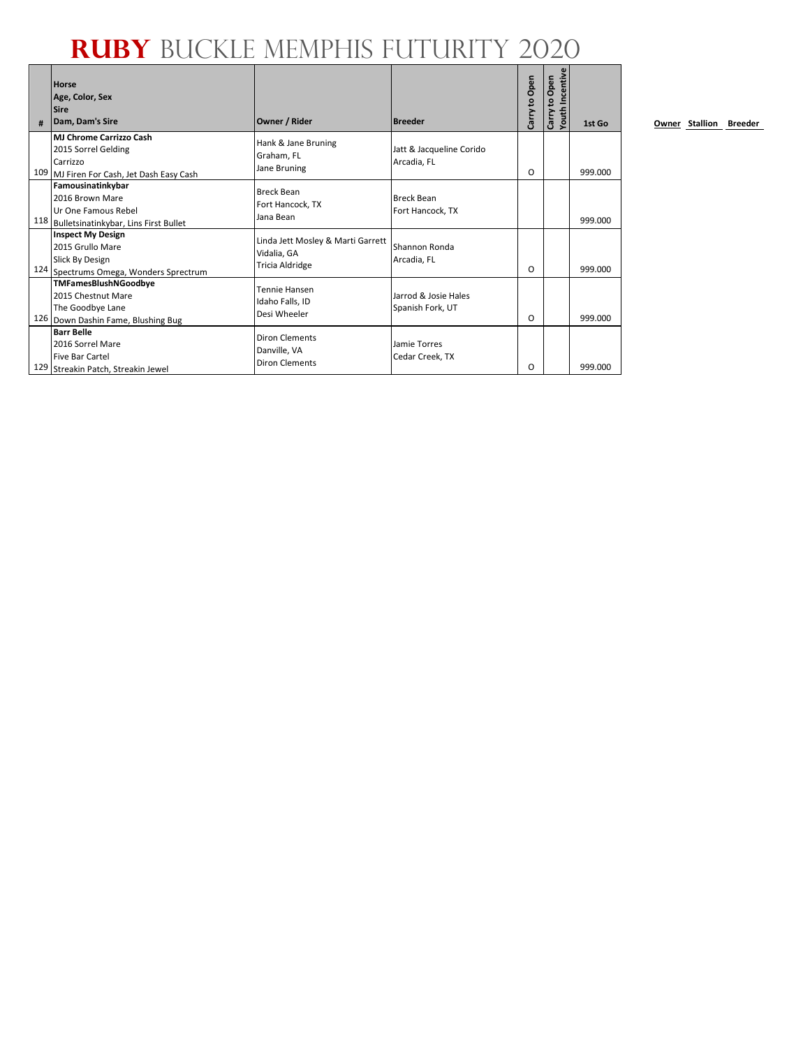# RUBY BUCKLE MEMPHIS FUTURITY 2020

| # | Horse<br>Age, Color, Sex<br>Sire<br>Dam, Dam's Sire | Owner / Rider | Breeder | Carry to Open | Carry to Open Youth Incentive | 1st Go |
|---|---|---|---|---|---|---|
| 109 | **MJ Chrome Carrizzo Cash**<br>2015 Sorrel Gelding<br>Carrizzo<br>MJ Firen For Cash, Jet Dash Easy Cash | Hank & Jane Bruning<br>Graham, FL<br>Jane Bruning | Jatt & Jacqueline Corido<br>Arcadia, FL | O | | 999.000 |
| 118 | **Famousinatinkybar**<br>2016 Brown Mare<br>Ur One Famous Rebel<br>Bulletsinatinkybar, Lins First Bullet | Breck Bean<br>Fort Hancock, TX<br>Jana Bean | Breck Bean<br>Fort Hancock, TX | | | 999.000 |
| 124 | **Inspect My Design**<br>2015 Grullo Mare<br>Slick By Design<br>Spectrums Omega, Wonders Sprectrum | Linda Jett Mosley & Marti Garrett<br>Vidalia, GA<br>Tricia Aldridge | Shannon Ronda<br>Arcadia, FL | O | | 999.000 |
| 126 | **TMFamesBlushNGoodbye**<br>2015 Chestnut Mare<br>The Goodbye Lane<br>Down Dashin Fame, Blushing Bug | Tennie Hansen<br>Idaho Falls, ID<br>Desi Wheeler | Jarrod & Josie Hales<br>Spanish Fork, UT | O | | 999.000 |
| 129 | **Barr Belle**<br>2016 Sorrel Mare<br>Five Bar Cartel<br>Streakin Patch, Streakin Jewel | Diron Clements<br>Danville, VA<br>Diron Clements | Jamie Torres<br>Cedar Creek, TX | O | | 999.000 |

Owner Stallion Breeder